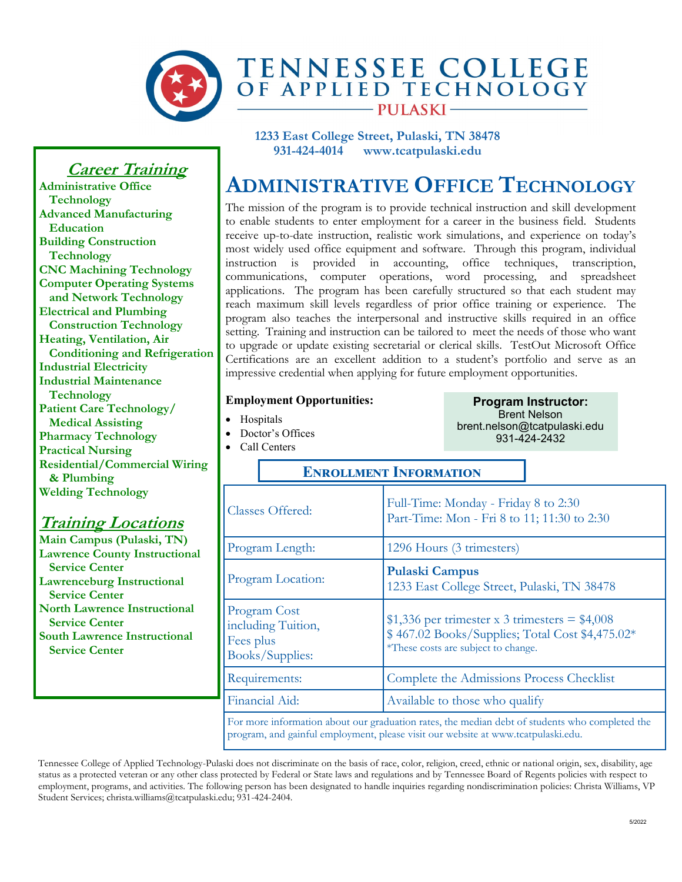# TENNESSEE COLLEGE OF APPLIED TECHNOLOGY
## PULASKI

**1233 East College Street, Pulaski, TN 38478**
**931-424-4014 www.tcatpulaski.edu**

# ADMINISTRATIVE OFFICE TECHNOLOGY

The mission of the program is to provide technical instruction and skill development to enable students to enter employment for a career in the business field. Students receive up-to-date instruction, realistic work simulations, and experience on today's most widely used office equipment and software. Through this program, individual instruction is provided in accounting, office techniques, transcription, communications, computer operations, word processing, and spreadsheet applications. The program has been carefully structured so that each student may reach maximum skill levels regardless of prior office training or experience. The program also teaches the interpersonal and instructive skills required in an office setting. Training and instruction can be tailored to meet the needs of those who want to upgrade or update existing secretarial or clerical skills. TestOut Microsoft Office Certifications are an excellent addition to a student's portfolio and serve as an impressive credential when applying for future employment opportunities.

**Employment Opportunities:**

- Hospitals
- Doctor's Offices
- Call Centers

**Program Instructor:**
Brent Nelson
brent.nelson@tcatpulaski.edu
931-424-2432

## ENROLLMENT INFORMATION

| | |
|---|---|
| Classes Offered: | Full-Time: Monday - Friday 8 to 2:30<br>Part-Time: Mon - Fri 8 to 11; 11:30 to 2:30 |
| Program Length: | 1296 Hours (3 trimesters) |
| Program Location: | **Pulaski Campus**<br>1233 East College Street, Pulaski, TN 38478 |
| Program Cost including Tuition, Fees plus Books/Supplies: | $1,336 per trimester x 3 trimesters = $4,008<br>$ 467.02 Books/Supplies; Total Cost $4,475.02*<br>*These costs are subject to change. |
| Requirements: | Complete the Admissions Process Checklist |
| Financial Aid: | Available to those who qualify |

For more information about our graduation rates, the median debt of students who completed the program, and gainful employment, please visit our website at www.tcatpulaski.edu.

## *Career Training*

- Administrative Office Technology
- Advanced Manufacturing Education
- Building Construction Technology
- CNC Machining Technology
- Computer Operating Systems and Network Technology
- Electrical and Plumbing Construction Technology
- Heating, Ventilation, Air Conditioning and Refrigeration
- Industrial Electricity
- Industrial Maintenance Technology
- Patient Care Technology/ Medical Assisting
- Pharmacy Technology
- Practical Nursing
- Residential/Commercial Wiring & Plumbing
- Welding Technology

## *Training Locations*

- Main Campus (Pulaski, TN)
- Lawrence County Instructional Service Center
- Lawrenceburg Instructional Service Center
- North Lawrence Instructional Service Center
- South Lawrence Instructional Service Center

Tennessee College of Applied Technology-Pulaski does not discriminate on the basis of race, color, religion, creed, ethnic or national origin, sex, disability, age status as a protected veteran or any other class protected by Federal or State laws and regulations and by Tennessee Board of Regents policies with respect to employment, programs, and activities. The following person has been designated to handle inquiries regarding nondiscrimination policies: Christa Williams, VP Student Services; christa.williams@tcatpulaski.edu; 931-424-2404.

5/2022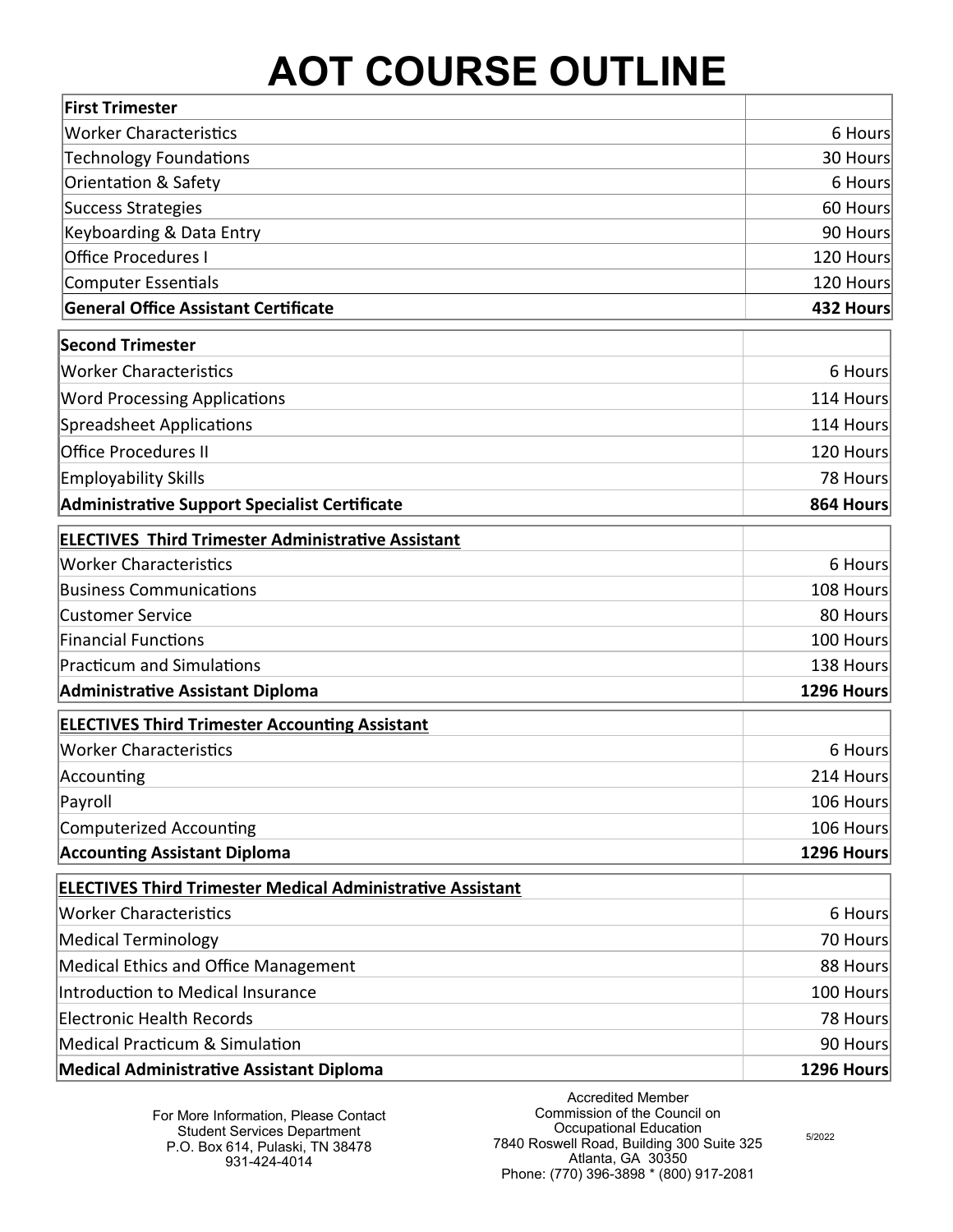# AOT COURSE OUTLINE

| | |
|---|---|
| **First Trimester** | |
| Worker Characteristics | 6 Hours |
| Technology Foundations | 30 Hours |
| Orientation & Safety | 6 Hours |
| Success Strategies | 60 Hours |
| Keyboarding & Data Entry | 90 Hours |
| Office Procedures I | 120 Hours |
| Computer Essentials | 120 Hours |
| **General Office Assistant Certificate** | **432 Hours** |

| | |
|---|---|
| **Second Trimester** | |
| Worker Characteristics | 6 Hours |
| Word Processing Applications | 114 Hours |
| Spreadsheet Applications | 114 Hours |
| Office Procedures II | 120 Hours |
| Employability Skills | 78 Hours |
| **Administrative Support Specialist Certificate** | **864 Hours** |

| | |
|---|---|
| **ELECTIVES Third Trimester Administrative Assistant** | |
| Worker Characteristics | 6 Hours |
| Business Communications | 108 Hours |
| Customer Service | 80 Hours |
| Financial Functions | 100 Hours |
| Practicum and Simulations | 138 Hours |
| **Administrative Assistant Diploma** | **1296 Hours** |

| | |
|---|---|
| **ELECTIVES Third Trimester Accounting Assistant** | |
| Worker Characteristics | 6 Hours |
| Accounting | 214 Hours |
| Payroll | 106 Hours |
| Computerized Accounting | 106 Hours |
| **Accounting Assistant Diploma** | **1296 Hours** |

| | |
|---|---|
| **ELECTIVES Third Trimester Medical Administrative Assistant** | |
| Worker Characteristics | 6 Hours |
| Medical Terminology | 70 Hours |
| Medical Ethics and Office Management | 88 Hours |
| Introduction to Medical Insurance | 100 Hours |
| Electronic Health Records | 78 Hours |
| Medical Practicum & Simulation | 90 Hours |
| **Medical Administrative Assistant Diploma** | **1296 Hours** |

For More Information, Please Contact
Student Services Department
P.O. Box 614, Pulaski, TN 38478
931-424-4014

Accredited Member
Commission of the Council on
Occupational Education
7840 Roswell Road, Building 300 Suite 325
Atlanta, GA 30350
Phone: (770) 396-3898 * (800) 917-2081

5/2022